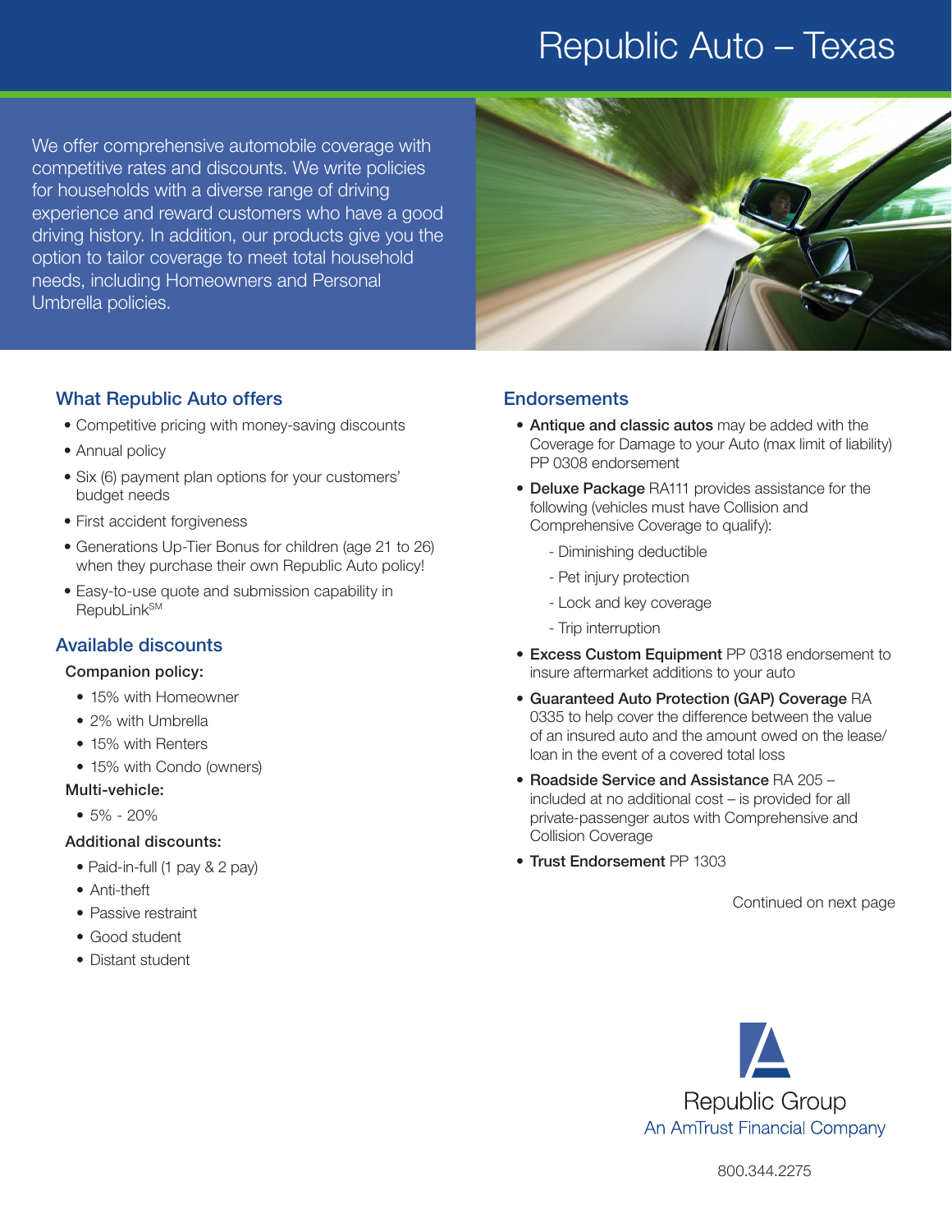# Republic Auto – Texas

We offer comprehensive automobile coverage with competitive rates and discounts. We write policies for households with a diverse range of driving experience and reward customers who have a good driving history. In addition, our products give you the option to tailor coverage to meet total household needs, including Homeowners and Personal Umbrella policies.

## What Republic Auto offers

- Competitive pricing with money-saving discounts
- Annual policy
- Six (6) payment plan options for your customers' budget needs
- First accident forgiveness
- Generations Up-Tier Bonus for children (age 21 to 26) when they purchase their own Republic Auto policy!
- Easy-to-use quote and submission capability in RepubLink[SM]

## Available discounts

### Companion policy:

- 15% with Homeowner
- 2% with Umbrella
- 15% with Renters
- 15% with Condo (owners)

### Multi-vehicle:

- 5% - 20%

### Additional discounts:

- Paid-in-full (1 pay & 2 pay)
- Anti-theft
- Passive restraint
- Good student
- Distant student

## Endorsements

- **Antique and classic autos** may be added with the Coverage for Damage to your Auto (max limit of liability) PP 0308 endorsement
- **Deluxe Package** RA111 provides assistance for the following (vehicles must have Collision and Comprehensive Coverage to qualify):
  - Diminishing deductible
  - Pet injury protection
  - Lock and key coverage
  - Trip interruption
- **Excess Custom Equipment** PP 0318 endorsement to insure aftermarket additions to your auto
- **Guaranteed Auto Protection (GAP) Coverage** RA 0335 to help cover the difference between the value of an insured auto and the amount owed on the lease/loan in the event of a covered total loss
- **Roadside Service and Assistance** RA 205 – included at no additional cost – is provided for all private-passenger autos with Comprehensive and Collision Coverage
- **Trust Endorsement** PP 1303

Continued on next page

Republic Group
An AmTrust Financial Company

800.344.2275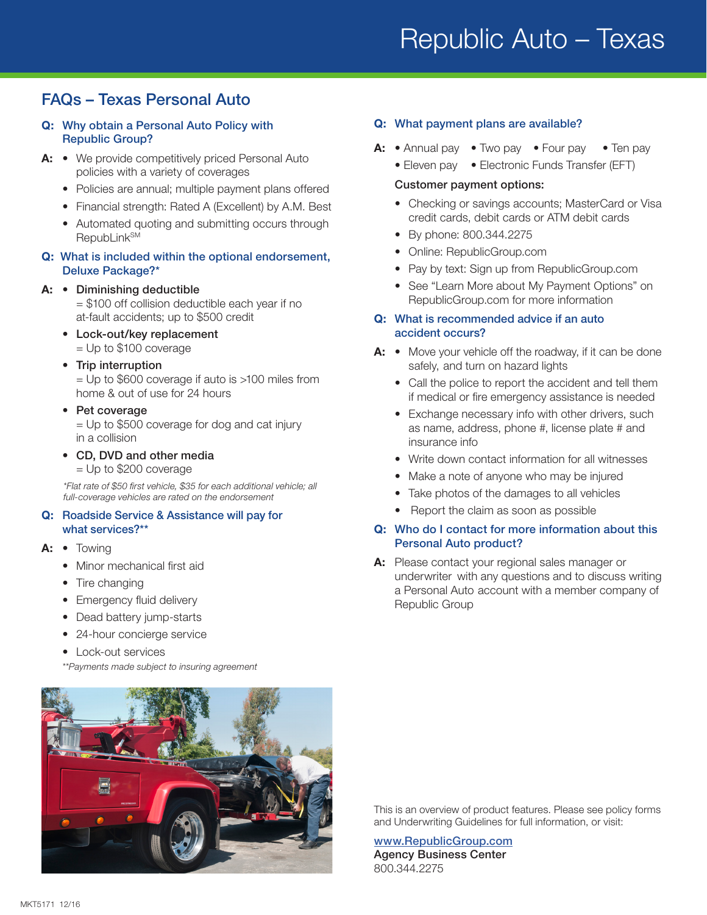# Republic Auto – Texas

## FAQs – Texas Personal Auto

**Q: Why obtain a Personal Auto Policy with Republic Group?**

**A:**
- We provide competitively priced Personal Auto policies with a variety of coverages
- Policies are annual; multiple payment plans offered
- Financial strength: Rated A (Excellent) by A.M. Best
- Automated quoting and submitting occurs through RepubLink℠

**Q: What is included within the optional endorsement, Deluxe Package?***

**A:**
- **Diminishing deductible**
  = $100 off collision deductible each year if no at-fault accidents; up to $500 credit
- **Lock-out/key replacement**
  = Up to $100 coverage
- **Trip interruption**
  = Up to $600 coverage if auto is >100 miles from home & out of use for 24 hours
- **Pet coverage**
  = Up to $500 coverage for dog and cat injury in a collision
- **CD, DVD and other media**
  = Up to $200 coverage

*\*Flat rate of $50 first vehicle, $35 for each additional vehicle; all full-coverage vehicles are rated on the endorsement*

**Q: Roadside Service & Assistance will pay for what services?****

**A:**
- Towing
- Minor mechanical first aid
- Tire changing
- Emergency fluid delivery
- Dead battery jump-starts
- 24-hour concierge service
- Lock-out services

*\*\*Payments made subject to insuring agreement*

**Q: What payment plans are available?**

**A:**
- Annual pay
- Two pay
- Four pay
- Ten pay
- Eleven pay
- Electronic Funds Transfer (EFT)

**Customer payment options:**

- Checking or savings accounts; MasterCard or Visa credit cards, debit cards or ATM debit cards
- By phone: 800.344.2275
- Online: RepublicGroup.com
- Pay by text: Sign up from RepublicGroup.com
- See "Learn More about My Payment Options" on RepublicGroup.com for more information

**Q: What is recommended advice if an auto accident occurs?**

**A:**
- Move your vehicle off the roadway, if it can be done safely, and turn on hazard lights
- Call the police to report the accident and tell them if medical or fire emergency assistance is needed
- Exchange necessary info with other drivers, such as name, address, phone #, license plate # and insurance info
- Write down contact information for all witnesses
- Make a note of anyone who may be injured
- Take photos of the damages to all vehicles
- Report the claim as soon as possible

**Q: Who do I contact for more information about this Personal Auto product?**

**A:** Please contact your regional sales manager or underwriter with any questions and to discuss writing a Personal Auto account with a member company of Republic Group

This is an overview of product features. Please see policy forms and Underwriting Guidelines for full information, or visit:

www.RepublicGroup.com
**Agency Business Center**
800.344.2275

MKT5171 12/16